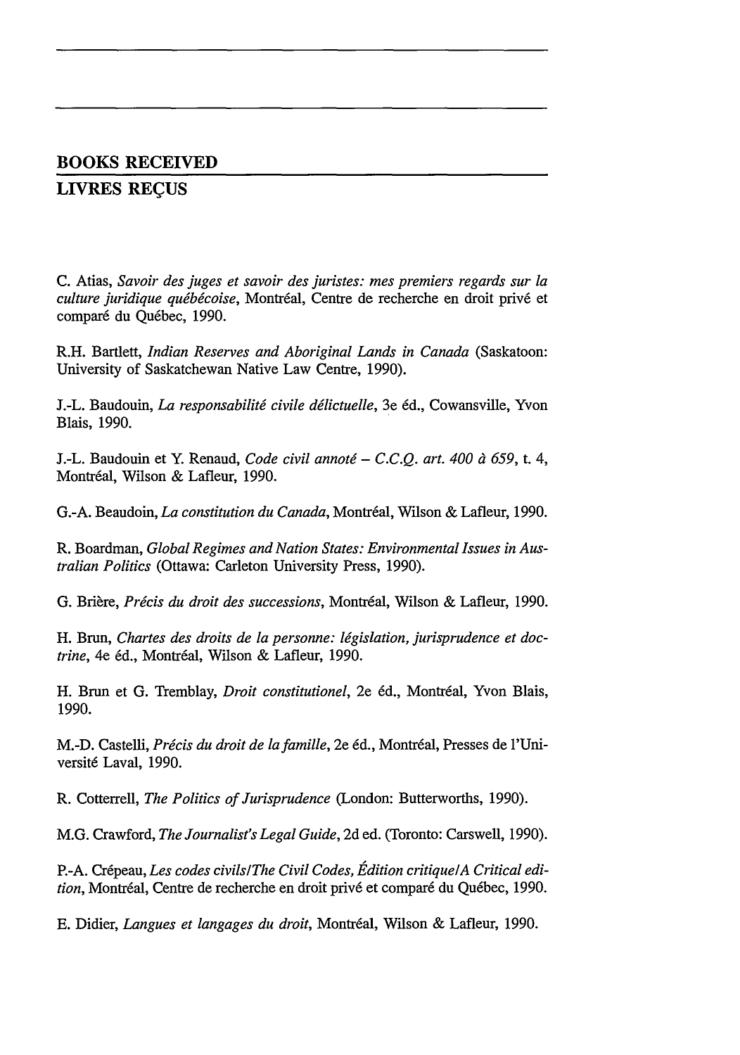## BOOKS RECEIVED

## LIVRES REÇUS

C. Atias, *Savoir des juges et savoir des juristes: mes premiers regards sur la culture juridique québécoise*, Montréal, Centre de recherche en droit privé et comparé du Québec, 1990.

R.H. Bartlett, *Indian Reserves and Aboriginal Lands in Canada* (Saskatoon: University of Saskatchewan Native Law Centre, 1990).

J.-L. Baudouin, *La responsabilité civile délictuelle*, 3e éd., Cowansville, Yvon Blais, 1990.

J.-L. Baudouin et Y. Renaud, *Code civil annoté – C.C.Q. art. 400 à 659*, t. 4, Montréal, Wilson & Lafleur, 1990.

G.-A. Beaudoin, *La constitution du Canada*, Montréal, Wilson & Lafleur, 1990.

R. Boardman, *Global Regimes and Nation States: Environmental Issues in Australian Politics* (Ottawa: Carleton University Press, 1990).

G. Brière, *Précis du droit des successions*, Montréal, Wilson & Lafleur, 1990.

H. Brun, *Chartes des droits de la personne: législation, jurisprudence et doctrine*, 4e éd., Montréal, Wilson & Lafleur, 1990.

H. Brun et G. Tremblay, *Droit constitutionel*, 2e éd., Montréal, Yvon Blais, 1990.

M.-D. Castelli, *Précis du droit de la famille*, 2e éd., Montréal, Presses de l'Université Laval, 1990.

R. Cotterrell, *The Politics of Jurisprudence* (London: Butterworths, 1990).

M.G. Crawford, *The Journalist's Legal Guide*, 2d ed. (Toronto: Carswell, 1990).

P.-A. Crépeau, *Les codes civils/The Civil Codes, Édition critique/A Critical edition*, Montréal, Centre de recherche en droit privé et comparé du Québec, 1990.

E. Didier, *Langues et langages du droit*, Montréal, Wilson & Lafleur, 1990.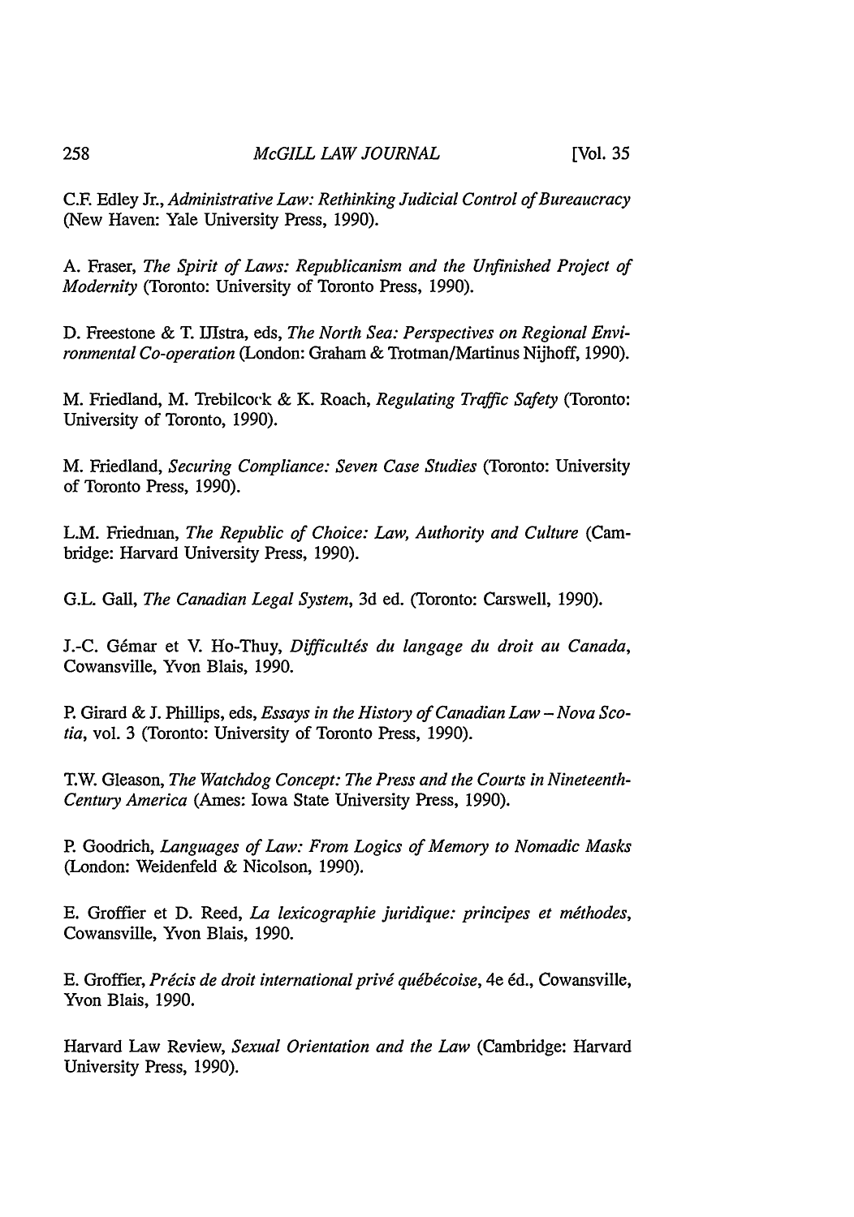C.F. Edley Jr., *Administrative Law: Rethinking Judicial Control of Bureaucracy* (New Haven: Yale University Press, 1990).

A. Fraser, *The Spirit of Laws: Republicanism and the Unfinished Project of Modernity* (Toronto: University of Toronto Press, 1990).

D. Freestone & T. IJlstra, eds, *The North Sea: Perspectives on Regional Environmental Co-operation* (London: Graham & Trotman/Martinus Nijhoff, 1990).

M. Friedland, M. Trebilcock & K. Roach, *Regulating Traffic Safety* (Toronto: University of Toronto, 1990).

M. Friedland, *Securing Compliance: Seven Case Studies* (Toronto: University of Toronto Press, 1990).

L.M. Friedman, *The Republic of Choice: Law, Authority and Culture* (Cambridge: Harvard University Press, 1990).

G.L. Gall, *The Canadian Legal System*, 3d ed. (Toronto: Carswell, 1990).

J.-C. Gémar et V. Ho-Thuy, *Difficultés du langage du droit au Canada*, Cowansville, Yvon Blais, 1990.

P. Girard & J. Phillips, eds, *Essays in the History of Canadian Law – Nova Scotia*, vol. 3 (Toronto: University of Toronto Press, 1990).

T.W. Gleason, *The Watchdog Concept: The Press and the Courts in Nineteenth-Century America* (Ames: Iowa State University Press, 1990).

P. Goodrich, *Languages of Law: From Logics of Memory to Nomadic Masks* (London: Weidenfeld & Nicolson, 1990).

E. Groffier et D. Reed, *La lexicographie juridique: principes et méthodes*, Cowansville, Yvon Blais, 1990.

E. Groffier, *Précis de droit international privé québécoise*, 4e éd., Cowansville, Yvon Blais, 1990.

Harvard Law Review, *Sexual Orientation and the Law* (Cambridge: Harvard University Press, 1990).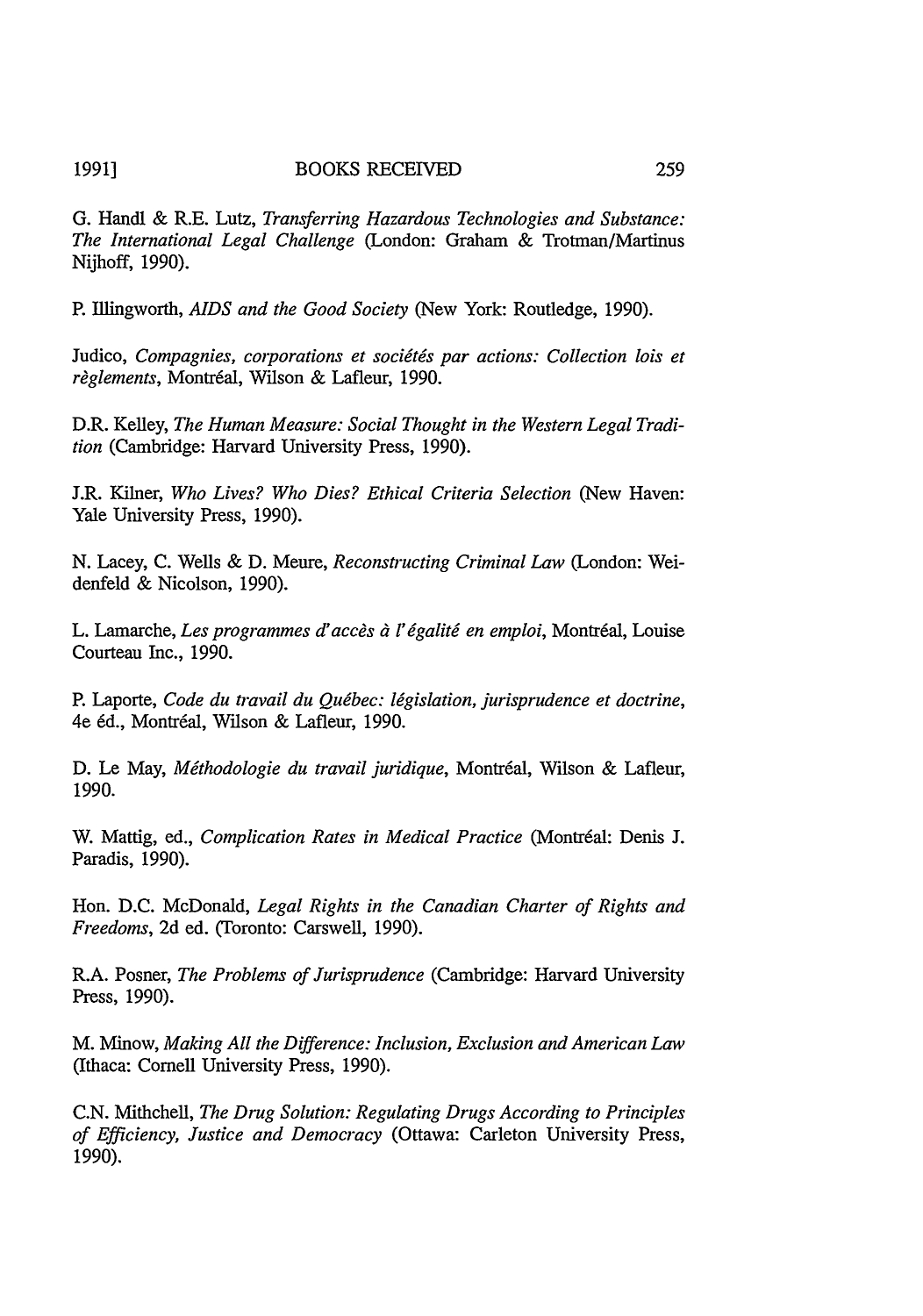G. Handl & R.E. Lutz, *Transferring Hazardous Technologies and Substance: The International Legal Challenge* (London: Graham & Trotman/Martinus Nijhoff, 1990).

P. Illingworth, *AIDS and the Good Society* (New York: Routledge, 1990).

Judico, *Compagnies, corporations et sociétés par actions: Collection lois et règlements*, Montréal, Wilson & Lafleur, 1990.

D.R. Kelley, *The Human Measure: Social Thought in the Western Legal Tradition* (Cambridge: Harvard University Press, 1990).

J.R. Kilner, *Who Lives? Who Dies? Ethical Criteria Selection* (New Haven: Yale University Press, 1990).

N. Lacey, C. Wells & D. Meure, *Reconstructing Criminal Law* (London: Weidenfeld & Nicolson, 1990).

L. Lamarche, *Les programmes d'accès à l'égalité en emploi*, Montréal, Louise Courteau Inc., 1990.

P. Laporte, *Code du travail du Québec: législation, jurisprudence et doctrine*, 4e éd., Montréal, Wilson & Lafleur, 1990.

D. Le May, *Méthodologie du travail juridique*, Montréal, Wilson & Lafleur, 1990.

W. Mattig, ed., *Complication Rates in Medical Practice* (Montréal: Denis J. Paradis, 1990).

Hon. D.C. McDonald, *Legal Rights in the Canadian Charter of Rights and Freedoms*, 2d ed. (Toronto: Carswell, 1990).

R.A. Posner, *The Problems of Jurisprudence* (Cambridge: Harvard University Press, 1990).

M. Minow, *Making All the Difference: Inclusion, Exclusion and American Law* (Ithaca: Cornell University Press, 1990).

C.N. Mithchell, *The Drug Solution: Regulating Drugs According to Principles of Efficiency, Justice and Democracy* (Ottawa: Carleton University Press, 1990).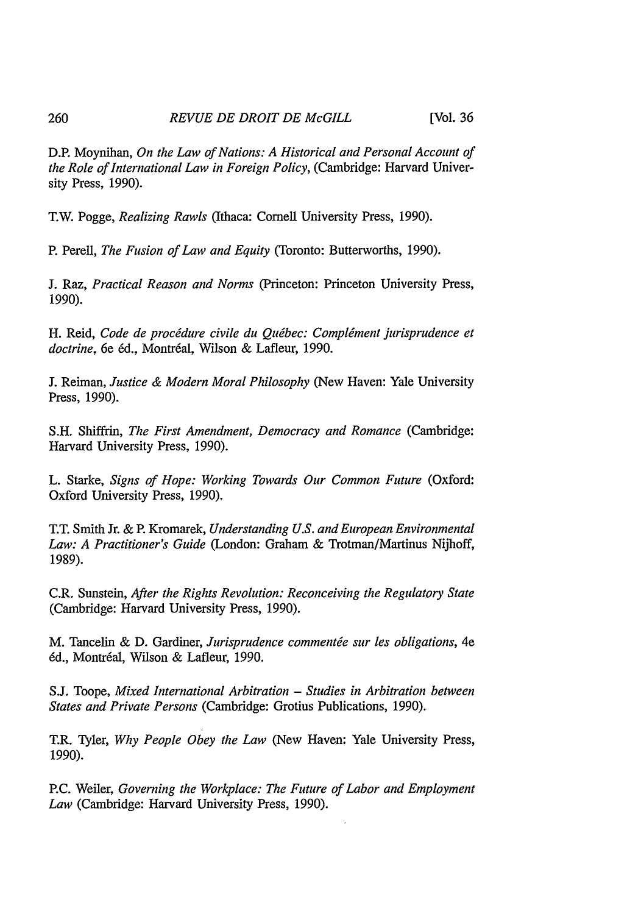D.P. Moynihan, *On the Law of Nations: A Historical and Personal Account of the Role of International Law in Foreign Policy*, (Cambridge: Harvard University Press, 1990).

T.W. Pogge, *Realizing Rawls* (Ithaca: Cornell University Press, 1990).

P. Perell, *The Fusion of Law and Equity* (Toronto: Butterworths, 1990).

J. Raz, *Practical Reason and Norms* (Princeton: Princeton University Press, 1990).

H. Reid, *Code de procédure civile du Québec: Complément jurisprudence et doctrine*, 6e éd., Montréal, Wilson & Lafleur, 1990.

J. Reiman, *Justice & Modern Moral Philosophy* (New Haven: Yale University Press, 1990).

S.H. Shiffrin, *The First Amendment, Democracy and Romance* (Cambridge: Harvard University Press, 1990).

L. Starke, *Signs of Hope: Working Towards Our Common Future* (Oxford: Oxford University Press, 1990).

T.T. Smith Jr. & P. Kromarek, *Understanding U.S. and European Environmental Law: A Practitioner's Guide* (London: Graham & Trotman/Martinus Nijhoff, 1989).

C.R. Sunstein, *After the Rights Revolution: Reconceiving the Regulatory State* (Cambridge: Harvard University Press, 1990).

M. Tancelin & D. Gardiner, *Jurisprudence commentée sur les obligations*, 4e éd., Montréal, Wilson & Lafleur, 1990.

S.J. Toope, *Mixed International Arbitration – Studies in Arbitration between States and Private Persons* (Cambridge: Grotius Publications, 1990).

T.R. Tyler, *Why People Obey the Law* (New Haven: Yale University Press, 1990).

P.C. Weiler, *Governing the Workplace: The Future of Labor and Employment Law* (Cambridge: Harvard University Press, 1990).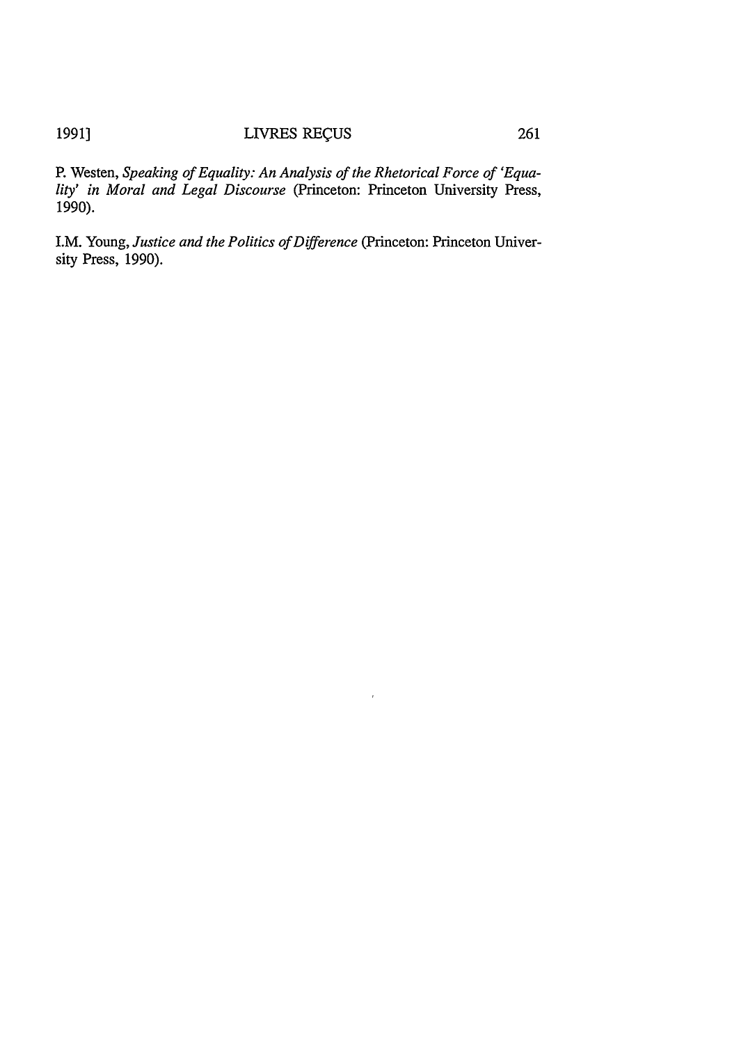P. Westen, *Speaking of Equality: An Analysis of the Rhetorical Force of 'Equality' in Moral and Legal Discourse* (Princeton: Princeton University Press, 1990).

I.M. Young, *Justice and the Politics of Difference* (Princeton: Princeton University Press, 1990).